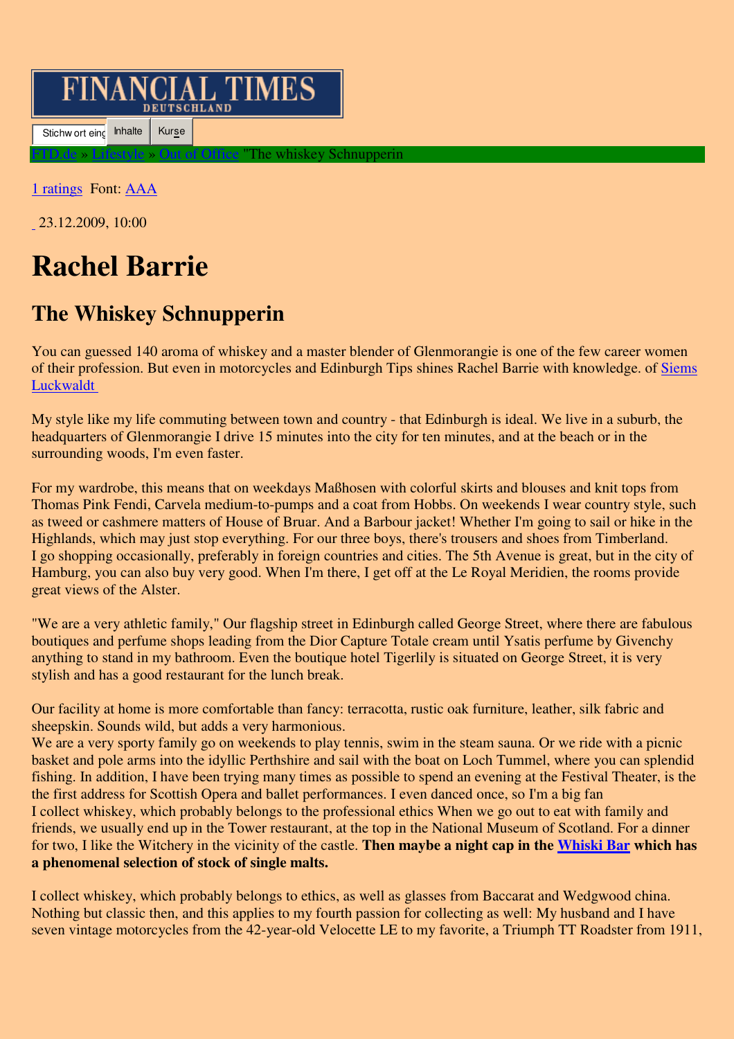# FINANCIAL TIMES DEUTSCHLAND

Stichwort eing Inhalte Kurse

FTD.de » Lifestyle » Out of Office "The whiskey Schnupperin

1 ratings Font: AAA

23.12.2009, 10:00

# Rachel Barrie

## The Whiskey Schnupperin

You can guessed 140 aroma of whiskey and a master blender of Glenmorangie is one of the few career women of their profession. But even in motorcycles and Edinburgh Tips shines Rachel Barrie with knowledge. of Siems Luckwaldt

My style like my life commuting between town and country - that Edinburgh is ideal. We live in a suburb, the headquarters of Glenmorangie I drive 15 minutes into the city for ten minutes, and at the beach or in the surrounding woods, I'm even faster.

For my wardrobe, this means that on weekdays Maßhosen with colorful skirts and blouses and knit tops from Thomas Pink Fendi, Carvela medium-to-pumps and a coat from Hobbs. On weekends I wear country style, such as tweed or cashmere matters of House of Bruar. And a Barbour jacket! Whether I'm going to sail or hike in the Highlands, which may just stop everything. For our three boys, there's trousers and shoes from Timberland. I go shopping occasionally, preferably in foreign countries and cities. The 5th Avenue is great, but in the city of Hamburg, you can also buy very good. When I'm there, I get off at the Le Royal Meridien, the rooms provide great views of the Alster.

"We are a very athletic family," Our flagship street in Edinburgh called George Street, where there are fabulous boutiques and perfume shops leading from the Dior Capture Totale cream until Ysatis perfume by Givenchy anything to stand in my bathroom. Even the boutique hotel Tigerlily is situated on George Street, it is very stylish and has a good restaurant for the lunch break.

Our facility at home is more comfortable than fancy: terracotta, rustic oak furniture, leather, silk fabric and sheepskin. Sounds wild, but adds a very harmonious.
We are a very sporty family go on weekends to play tennis, swim in the steam sauna. Or we ride with a picnic basket and pole arms into the idyllic Perthshire and sail with the boat on Loch Tummel, where you can splendid fishing. In addition, I have been trying many times as possible to spend an evening at the Festival Theater, is the the first address for Scottish Opera and ballet performances. I even danced once, so I'm a big fan
I collect whiskey, which probably belongs to the professional ethics When we go out to eat with family and friends, we usually end up in the Tower restaurant, at the top in the National Museum of Scotland. For a dinner for two, I like the Witchery in the vicinity of the castle. **Then maybe a night cap in the Whiski Bar which has a phenomenal selection of stock of single malts.**

I collect whiskey, which probably belongs to ethics, as well as glasses from Baccarat and Wedgwood china. Nothing but classic then, and this applies to my fourth passion for collecting as well: My husband and I have seven vintage motorcycles from the 42-year-old Velocette LE to my favorite, a Triumph TT Roadster from 1911,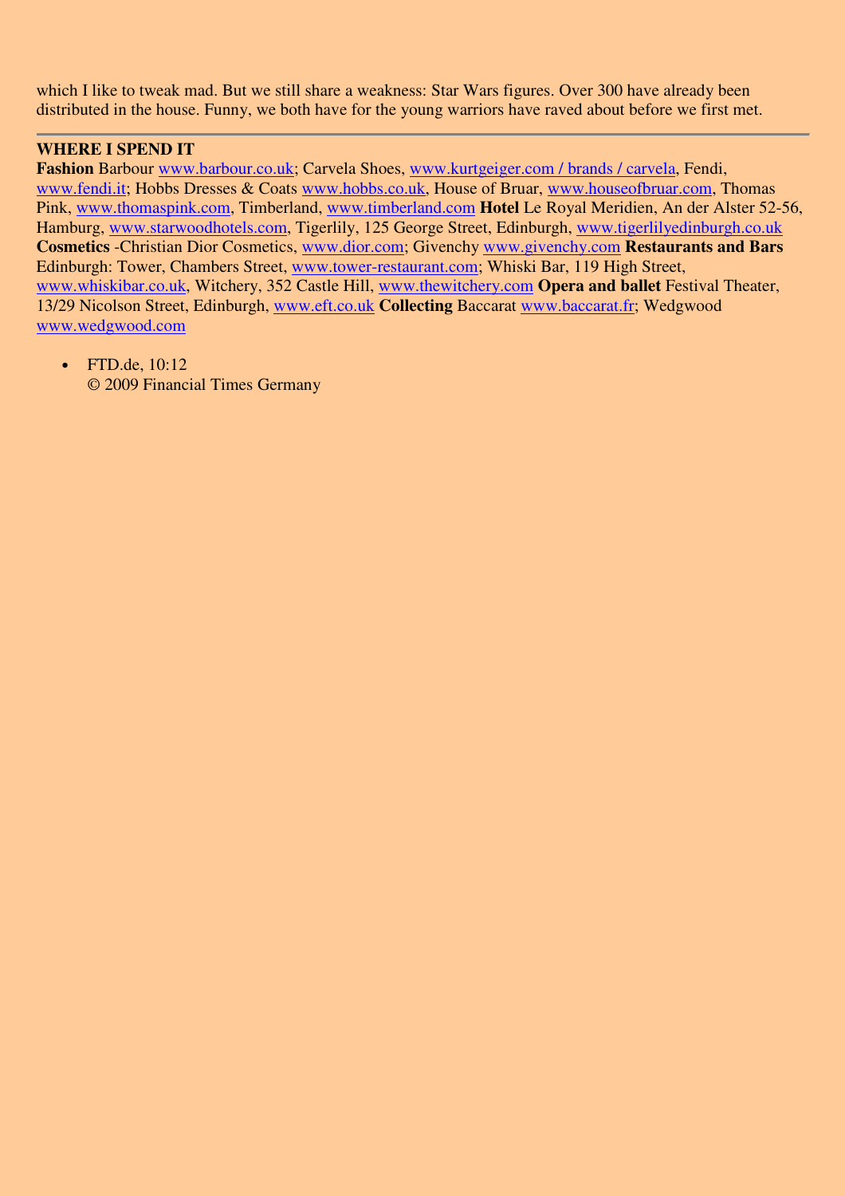which I like to tweak mad. But we still share a weakness: Star Wars figures. Over 300 have already been distributed in the house. Funny, we both have for the young warriors have raved about before we first met.

---

**WHERE I SPEND IT**

**Fashion** Barbour www.barbour.co.uk; Carvela Shoes, www.kurtgeiger.com / brands / carvela, Fendi, www.fendi.it; Hobbs Dresses & Coats www.hobbs.co.uk, House of Bruar, www.houseofbruar.com, Thomas Pink, www.thomaspink.com, Timberland, www.timberland.com **Hotel** Le Royal Meridien, An der Alster 52-56, Hamburg, www.starwoodhotels.com, Tigerlily, 125 George Street, Edinburgh, www.tigerlilyedinburgh.co.uk **Cosmetics** -Christian Dior Cosmetics, www.dior.com; Givenchy www.givenchy.com **Restaurants and Bars** Edinburgh: Tower, Chambers Street, www.tower-restaurant.com; Whiski Bar, 119 High Street, www.whiskibar.co.uk, Witchery, 352 Castle Hill, www.thewitchery.com **Opera and ballet** Festival Theater, 13/29 Nicolson Street, Edinburgh, www.eft.co.uk **Collecting** Baccarat www.baccarat.fr; Wedgwood www.wedgwood.com

- FTD.de, 10:12
  © 2009 Financial Times Germany